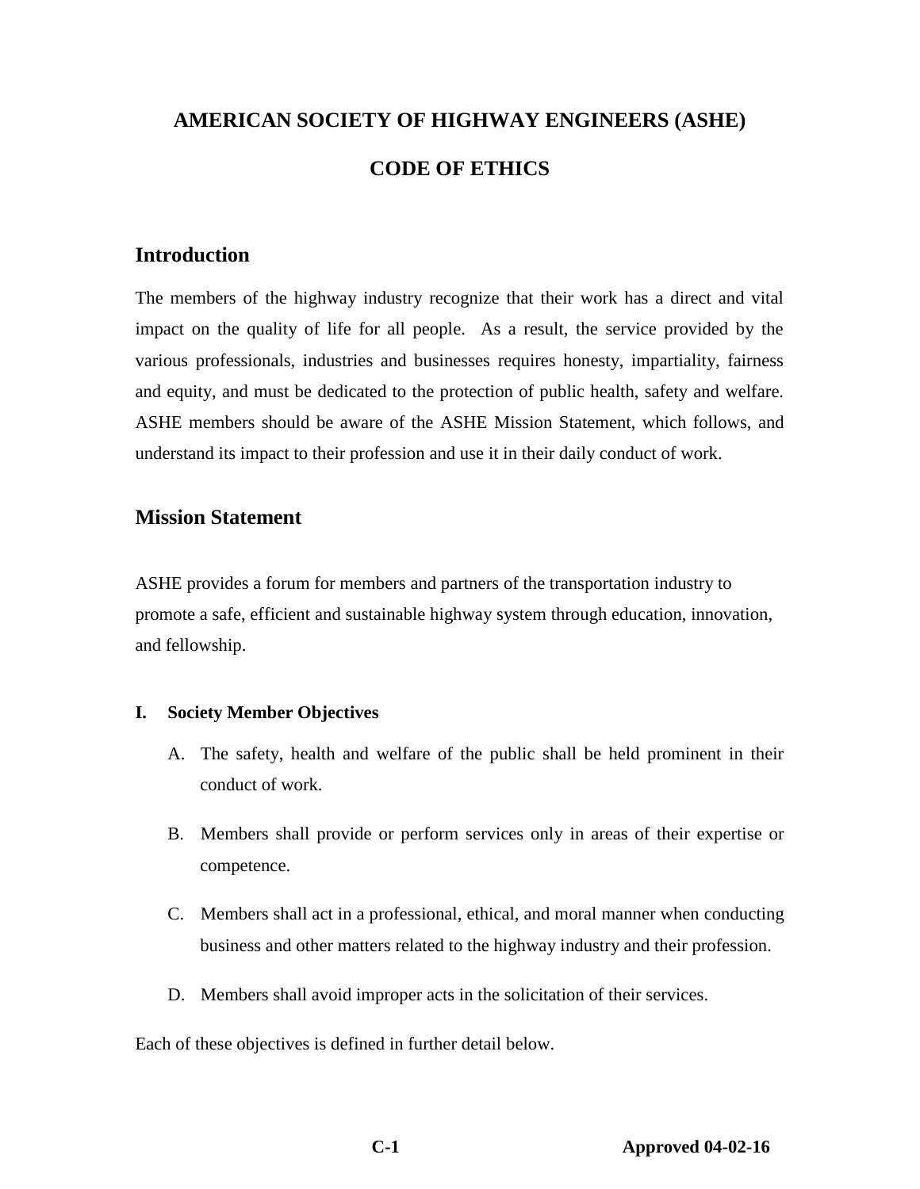# AMERICAN SOCIETY OF HIGHWAY ENGINEERS (ASHE)

# CODE OF ETHICS

## Introduction

The members of the highway industry recognize that their work has a direct and vital impact on the quality of life for all people. As a result, the service provided by the various professionals, industries and businesses requires honesty, impartiality, fairness and equity, and must be dedicated to the protection of public health, safety and welfare. ASHE members should be aware of the ASHE Mission Statement, which follows, and understand its impact to their profession and use it in their daily conduct of work.

## Mission Statement

ASHE provides a forum for members and partners of the transportation industry to promote a safe, efficient and sustainable highway system through education, innovation, and fellowship.

### I. Society Member Objectives

A. The safety, health and welfare of the public shall be held prominent in their conduct of work.

B. Members shall provide or perform services only in areas of their expertise or competence.

C. Members shall act in a professional, ethical, and moral manner when conducting business and other matters related to the highway industry and their profession.

D. Members shall avoid improper acts in the solicitation of their services.

Each of these objectives is defined in further detail below.

Approved 04-02-16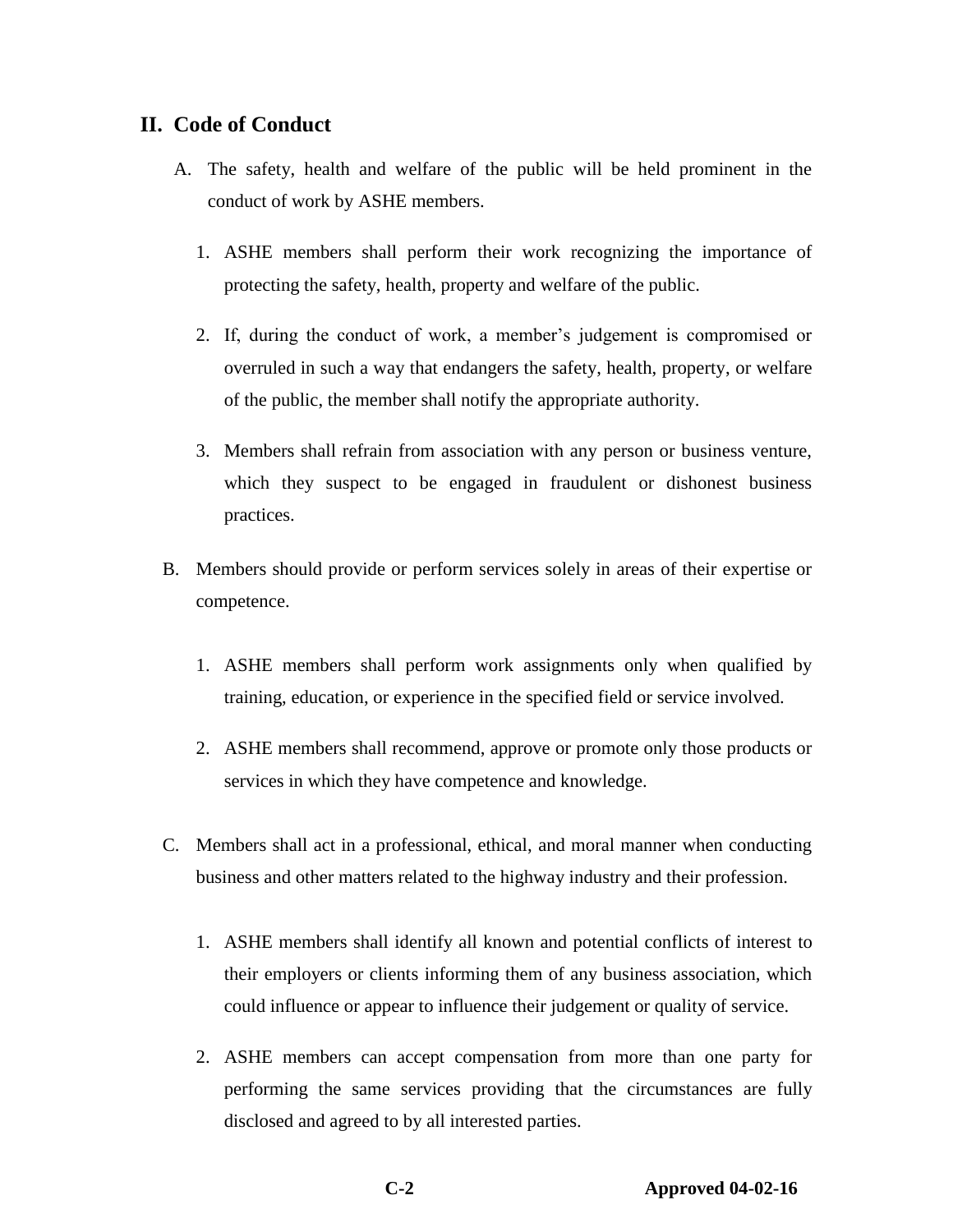## II. Code of Conduct

A. The safety, health and welfare of the public will be held prominent in the conduct of work by ASHE members.

   1. ASHE members shall perform their work recognizing the importance of protecting the safety, health, property and welfare of the public.

   2. If, during the conduct of work, a member's judgement is compromised or overruled in such a way that endangers the safety, health, property, or welfare of the public, the member shall notify the appropriate authority.

   3. Members shall refrain from association with any person or business venture, which they suspect to be engaged in fraudulent or dishonest business practices.

B. Members should provide or perform services solely in areas of their expertise or competence.

   1. ASHE members shall perform work assignments only when qualified by training, education, or experience in the specified field or service involved.

   2. ASHE members shall recommend, approve or promote only those products or services in which they have competence and knowledge.

C. Members shall act in a professional, ethical, and moral manner when conducting business and other matters related to the highway industry and their profession.

   1. ASHE members shall identify all known and potential conflicts of interest to their employers or clients informing them of any business association, which could influence or appear to influence their judgement or quality of service.

   2. ASHE members can accept compensation from more than one party for performing the same services providing that the circumstances are fully disclosed and agreed to by all interested parties.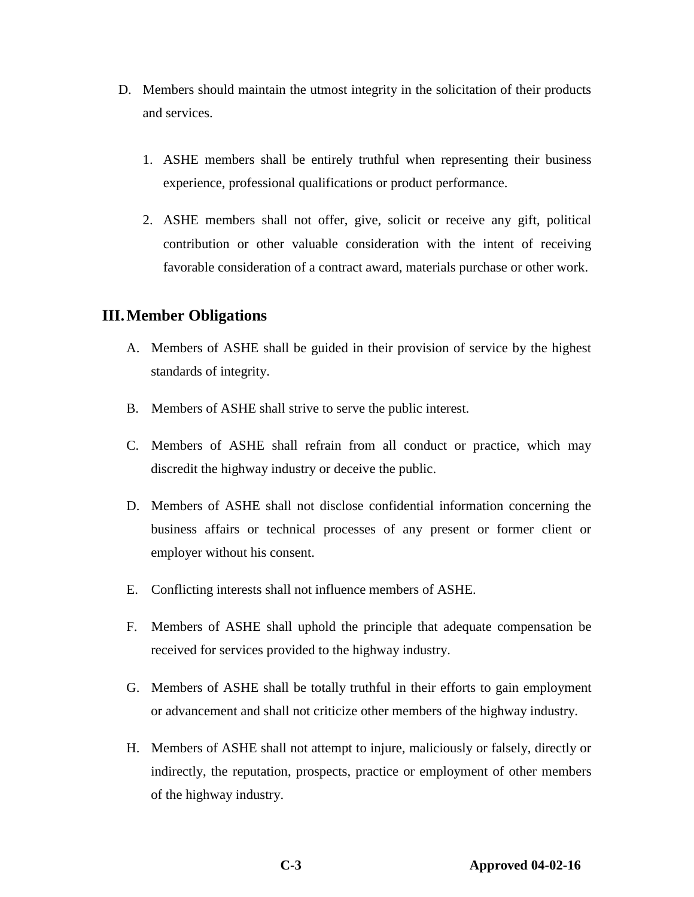D. Members should maintain the utmost integrity in the solicitation of their products and services.

    1. ASHE members shall be entirely truthful when representing their business experience, professional qualifications or product performance.

    2. ASHE members shall not offer, give, solicit or receive any gift, political contribution or other valuable consideration with the intent of receiving favorable consideration of a contract award, materials purchase or other work.

## III. Member Obligations

A. Members of ASHE shall be guided in their provision of service by the highest standards of integrity.

B. Members of ASHE shall strive to serve the public interest.

C. Members of ASHE shall refrain from all conduct or practice, which may discredit the highway industry or deceive the public.

D. Members of ASHE shall not disclose confidential information concerning the business affairs or technical processes of any present or former client or employer without his consent.

E. Conflicting interests shall not influence members of ASHE.

F. Members of ASHE shall uphold the principle that adequate compensation be received for services provided to the highway industry.

G. Members of ASHE shall be totally truthful in their efforts to gain employment or advancement and shall not criticize other members of the highway industry.

H. Members of ASHE shall not attempt to injure, maliciously or falsely, directly or indirectly, the reputation, prospects, practice or employment of other members of the highway industry.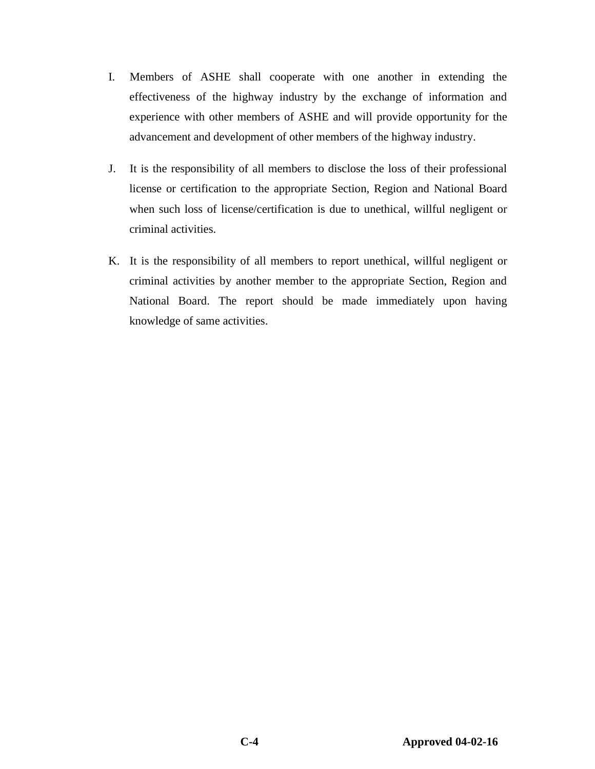I. Members of ASHE shall cooperate with one another in extending the effectiveness of the highway industry by the exchange of information and experience with other members of ASHE and will provide opportunity for the advancement and development of other members of the highway industry.

J. It is the responsibility of all members to disclose the loss of their professional license or certification to the appropriate Section, Region and National Board when such loss of license/certification is due to unethical, willful negligent or criminal activities.

K. It is the responsibility of all members to report unethical, willful negligent or criminal activities by another member to the appropriate Section, Region and National Board. The report should be made immediately upon having knowledge of same activities.